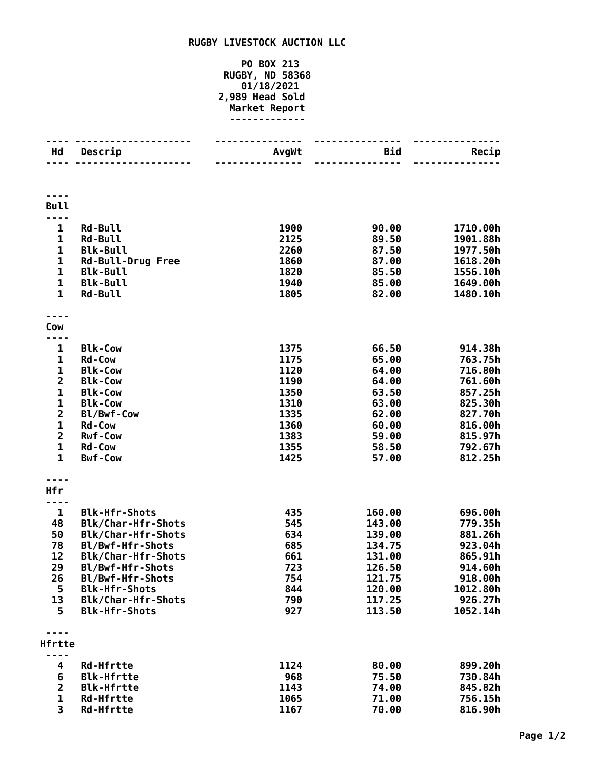# RUGBY LIVESTOCK AUCTION LLC

PO BOX 213
RUGBY, ND 58368
01/18/2021
2,989 Head Sold
Market Report

| Hd | Descrip | AvgWt | Bid | Recip |
|---|---|---|---|---|
| **Bull** | | | | |
| 1 | Rd-Bull | 1900 | 90.00 | 1710.00h |
| 1 | Rd-Bull | 2125 | 89.50 | 1901.88h |
| 1 | Blk-Bull | 2260 | 87.50 | 1977.50h |
| 1 | Rd-Bull-Drug Free | 1860 | 87.00 | 1618.20h |
| 1 | Blk-Bull | 1820 | 85.50 | 1556.10h |
| 1 | Blk-Bull | 1940 | 85.00 | 1649.00h |
| 1 | Rd-Bull | 1805 | 82.00 | 1480.10h |
| **Cow** | | | | |
| 1 | Blk-Cow | 1375 | 66.50 | 914.38h |
| 1 | Rd-Cow | 1175 | 65.00 | 763.75h |
| 1 | Blk-Cow | 1120 | 64.00 | 716.80h |
| 2 | Blk-Cow | 1190 | 64.00 | 761.60h |
| 1 | Blk-Cow | 1350 | 63.50 | 857.25h |
| 1 | Blk-Cow | 1310 | 63.00 | 825.30h |
| 2 | Bl/Bwf-Cow | 1335 | 62.00 | 827.70h |
| 1 | Rd-Cow | 1360 | 60.00 | 816.00h |
| 2 | Rwf-Cow | 1383 | 59.00 | 815.97h |
| 1 | Rd-Cow | 1355 | 58.50 | 792.67h |
| 1 | Bwf-Cow | 1425 | 57.00 | 812.25h |
| **Hfr** | | | | |
| 1 | Blk-Hfr-Shots | 435 | 160.00 | 696.00h |
| 48 | Blk/Char-Hfr-Shots | 545 | 143.00 | 779.35h |
| 50 | Blk/Char-Hfr-Shots | 634 | 139.00 | 881.26h |
| 78 | Bl/Bwf-Hfr-Shots | 685 | 134.75 | 923.04h |
| 12 | Blk/Char-Hfr-Shots | 661 | 131.00 | 865.91h |
| 29 | Bl/Bwf-Hfr-Shots | 723 | 126.50 | 914.60h |
| 26 | Bl/Bwf-Hfr-Shots | 754 | 121.75 | 918.00h |
| 5 | Blk-Hfr-Shots | 844 | 120.00 | 1012.80h |
| 13 | Blk/Char-Hfr-Shots | 790 | 117.25 | 926.27h |
| 5 | Blk-Hfr-Shots | 927 | 113.50 | 1052.14h |
| **Hfrtte** | | | | |
| 4 | Rd-Hfrtte | 1124 | 80.00 | 899.20h |
| 6 | Blk-Hfrtte | 968 | 75.50 | 730.84h |
| 2 | Blk-Hfrtte | 1143 | 74.00 | 845.82h |
| 1 | Rd-Hfrtte | 1065 | 71.00 | 756.15h |
| 3 | Rd-Hfrtte | 1167 | 70.00 | 816.90h |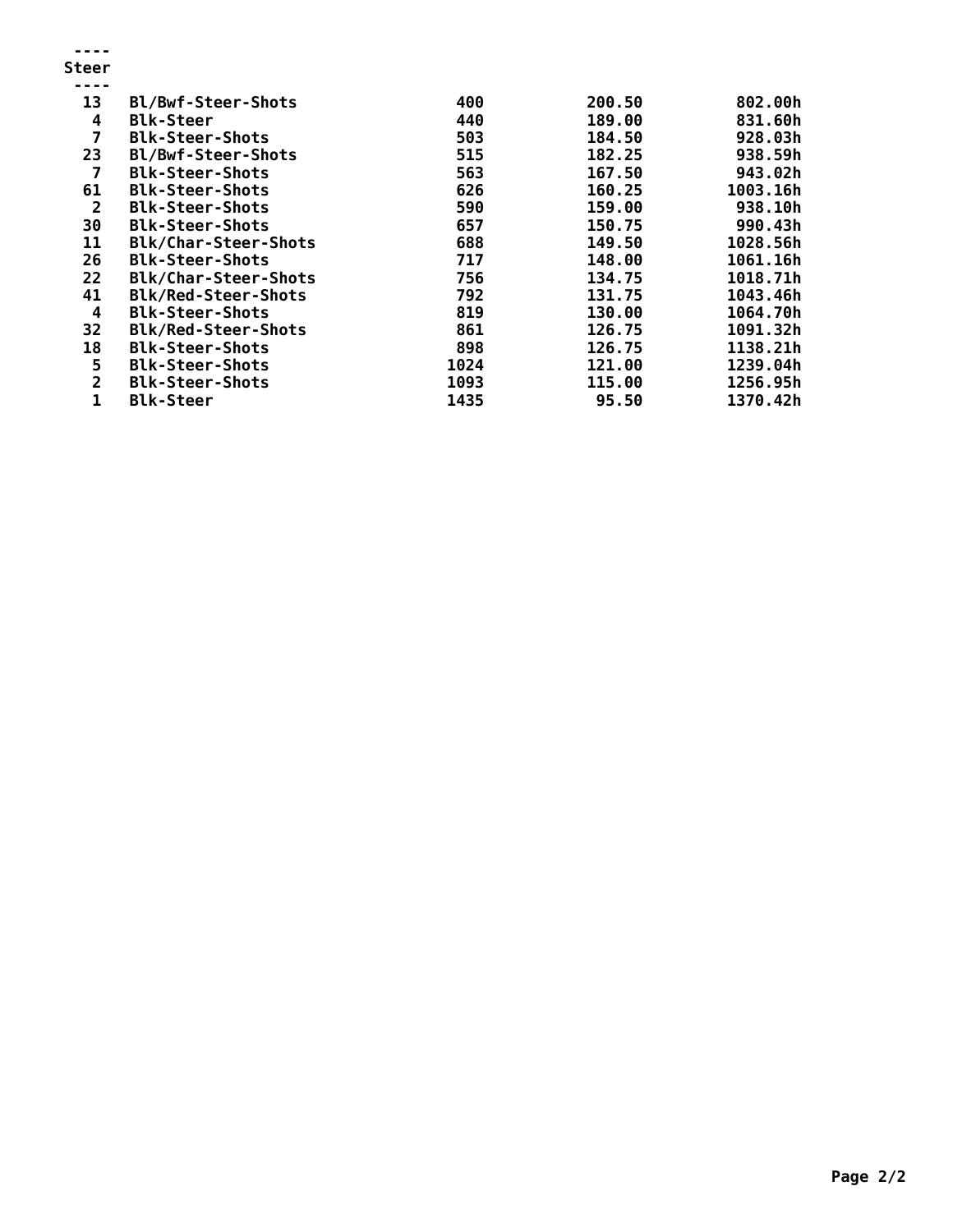**----**
**Steer**
**----**

| | | | | |
|---|---|---|---|---|
| 13 | Bl/Bwf-Steer-Shots | 400 | 200.50 | 802.00h |
| 4 | Blk-Steer | 440 | 189.00 | 831.60h |
| 7 | Blk-Steer-Shots | 503 | 184.50 | 928.03h |
| 23 | Bl/Bwf-Steer-Shots | 515 | 182.25 | 938.59h |
| 7 | Blk-Steer-Shots | 563 | 167.50 | 943.02h |
| 61 | Blk-Steer-Shots | 626 | 160.25 | 1003.16h |
| 2 | Blk-Steer-Shots | 590 | 159.00 | 938.10h |
| 30 | Blk-Steer-Shots | 657 | 150.75 | 990.43h |
| 11 | Blk/Char-Steer-Shots | 688 | 149.50 | 1028.56h |
| 26 | Blk-Steer-Shots | 717 | 148.00 | 1061.16h |
| 22 | Blk/Char-Steer-Shots | 756 | 134.75 | 1018.71h |
| 41 | Blk/Red-Steer-Shots | 792 | 131.75 | 1043.46h |
| 4 | Blk-Steer-Shots | 819 | 130.00 | 1064.70h |
| 32 | Blk/Red-Steer-Shots | 861 | 126.75 | 1091.32h |
| 18 | Blk-Steer-Shots | 898 | 126.75 | 1138.21h |
| 5 | Blk-Steer-Shots | 1024 | 121.00 | 1239.04h |
| 2 | Blk-Steer-Shots | 1093 | 115.00 | 1256.95h |
| 1 | Blk-Steer | 1435 | 95.50 | 1370.42h |